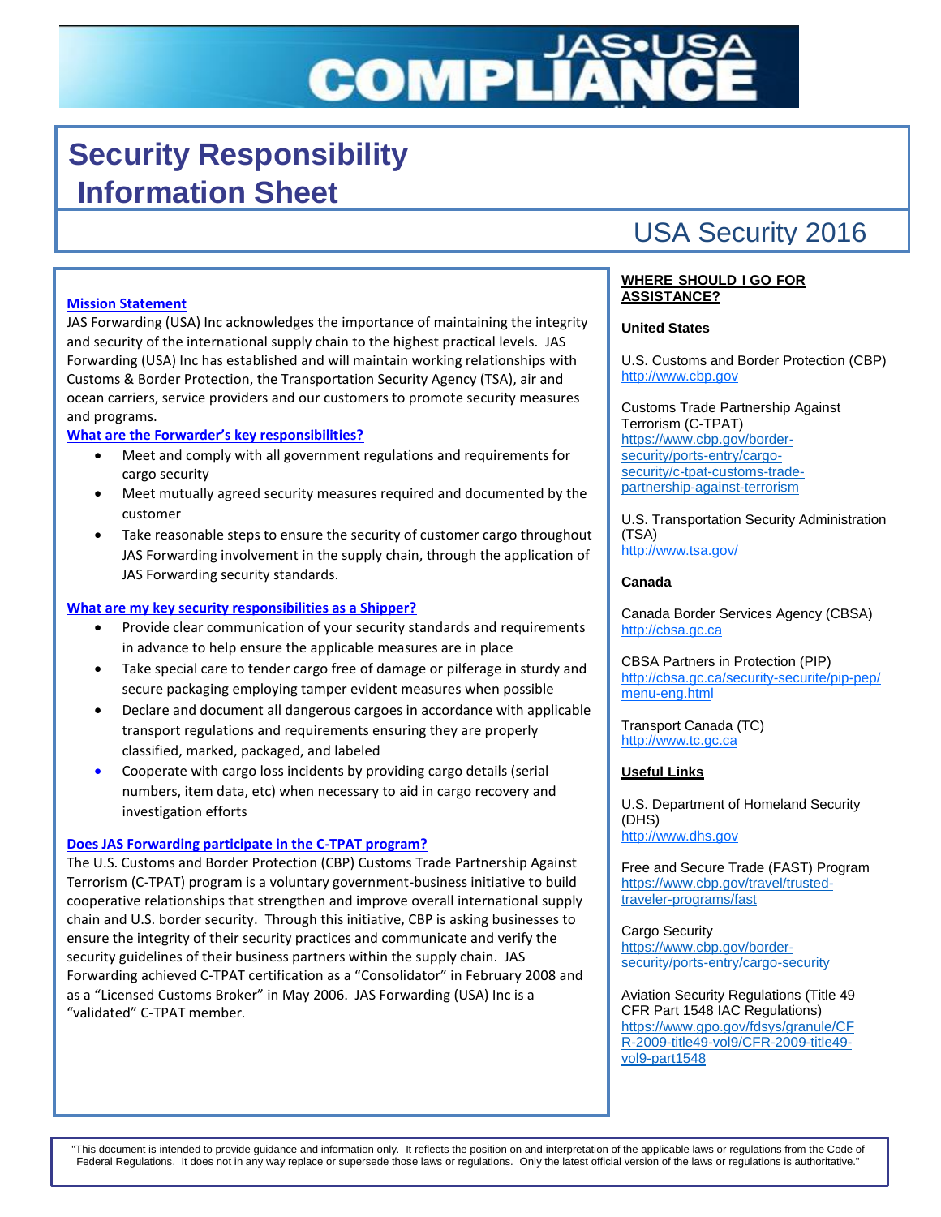# JAS•USA COMPLIANCE

# Security Responsibility Information Sheet

## USA Security 2016

### Mission Statement

JAS Forwarding (USA) Inc acknowledges the importance of maintaining the integrity and security of the international supply chain to the highest practical levels. JAS Forwarding (USA) Inc has established and will maintain working relationships with Customs & Border Protection, the Transportation Security Agency (TSA), air and ocean carriers, service providers and our customers to promote security measures and programs.

### What are the Forwarder's key responsibilities?

- Meet and comply with all government regulations and requirements for cargo security
- Meet mutually agreed security measures required and documented by the customer
- Take reasonable steps to ensure the security of customer cargo throughout JAS Forwarding involvement in the supply chain, through the application of JAS Forwarding security standards.

### What are my key security responsibilities as a Shipper?

- Provide clear communication of your security standards and requirements in advance to help ensure the applicable measures are in place
- Take special care to tender cargo free of damage or pilferage in sturdy and secure packaging employing tamper evident measures when possible
- Declare and document all dangerous cargoes in accordance with applicable transport regulations and requirements ensuring they are properly classified, marked, packaged, and labeled
- Cooperate with cargo loss incidents by providing cargo details (serial numbers, item data, etc) when necessary to aid in cargo recovery and investigation efforts

### Does JAS Forwarding participate in the C-TPAT program?

The U.S. Customs and Border Protection (CBP) Customs Trade Partnership Against Terrorism (C-TPAT) program is a voluntary government-business initiative to build cooperative relationships that strengthen and improve overall international supply chain and U.S. border security. Through this initiative, CBP is asking businesses to ensure the integrity of their security practices and communicate and verify the security guidelines of their business partners within the supply chain. JAS Forwarding achieved C-TPAT certification as a "Consolidator" in February 2008 and as a "Licensed Customs Broker" in May 2006. JAS Forwarding (USA) Inc is a "validated" C-TPAT member.

### WHERE SHOULD I GO FOR ASSISTANCE?

**United States**

U.S. Customs and Border Protection (CBP)
http://www.cbp.gov

Customs Trade Partnership Against Terrorism (C-TPAT)
https://www.cbp.gov/border-security/ports-entry/cargo-security/c-tpat-customs-trade-partnership-against-terrorism

U.S. Transportation Security Administration (TSA)
http://www.tsa.gov/

**Canada**

Canada Border Services Agency (CBSA)
http://cbsa.gc.ca

CBSA Partners in Protection (PIP)
http://cbsa.gc.ca/security-securite/pip-pep/menu-eng.html

Transport Canada (TC)
http://www.tc.gc.ca

**Useful Links**

U.S. Department of Homeland Security (DHS)
http://www.dhs.gov

Free and Secure Trade (FAST) Program
https://www.cbp.gov/travel/trusted-traveler-programs/fast

Cargo Security
https://www.cbp.gov/border-security/ports-entry/cargo-security

Aviation Security Regulations (Title 49 CFR Part 1548 IAC Regulations)
https://www.gpo.gov/fdsys/granule/CFR-2009-title49-vol9/CFR-2009-title49-vol9-part1548

"This document is intended to provide guidance and information only. It reflects the position on and interpretation of the applicable laws or regulations from the Code of Federal Regulations. It does not in any way replace or supersede those laws or regulations. Only the latest official version of the laws or regulations is authoritative."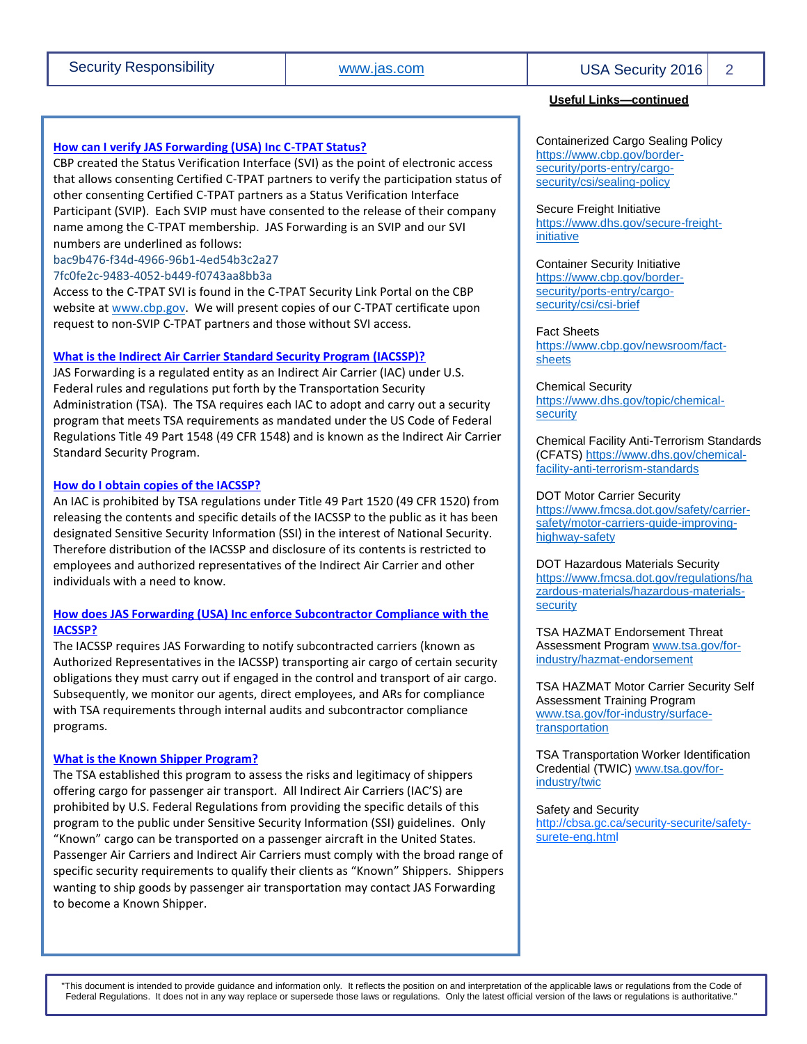### How can I verify JAS Forwarding (USA) Inc C-TPAT Status?

CBP created the Status Verification Interface (SVI) as the point of electronic access that allows consenting Certified C-TPAT partners to verify the participation status of other consenting Certified C-TPAT partners as a Status Verification Interface Participant (SVIP). Each SVIP must have consented to the release of their company name among the C-TPAT membership. JAS Forwarding is an SVIP and our SVI numbers are underlined as follows:

bac9b476-f34d-4966-96b1-4ed54b3c2a27
7fc0fe2c-9483-4052-b449-f0743aa8bb3a

Access to the C-TPAT SVI is found in the C-TPAT Security Link Portal on the CBP website at www.cbp.gov. We will present copies of our C-TPAT certificate upon request to non-SVIP C-TPAT partners and those without SVI access.

### What is the Indirect Air Carrier Standard Security Program (IACSSP)?

JAS Forwarding is a regulated entity as an Indirect Air Carrier (IAC) under U.S. Federal rules and regulations put forth by the Transportation Security Administration (TSA). The TSA requires each IAC to adopt and carry out a security program that meets TSA requirements as mandated under the US Code of Federal Regulations Title 49 Part 1548 (49 CFR 1548) and is known as the Indirect Air Carrier Standard Security Program.

### How do I obtain copies of the IACSSP?

An IAC is prohibited by TSA regulations under Title 49 Part 1520 (49 CFR 1520) from releasing the contents and specific details of the IACSSP to the public as it has been designated Sensitive Security Information (SSI) in the interest of National Security. Therefore distribution of the IACSSP and disclosure of its contents is restricted to employees and authorized representatives of the Indirect Air Carrier and other individuals with a need to know.

### How does JAS Forwarding (USA) Inc enforce Subcontractor Compliance with the IACSSP?

The IACSSP requires JAS Forwarding to notify subcontracted carriers (known as Authorized Representatives in the IACSSP) transporting air cargo of certain security obligations they must carry out if engaged in the control and transport of air cargo. Subsequently, we monitor our agents, direct employees, and ARs for compliance with TSA requirements through internal audits and subcontractor compliance programs.

### What is the Known Shipper Program?

The TSA established this program to assess the risks and legitimacy of shippers offering cargo for passenger air transport. All Indirect Air Carriers (IAC'S) are prohibited by U.S. Federal Regulations from providing the specific details of this program to the public under Sensitive Security Information (SSI) guidelines. Only "Known" cargo can be transported on a passenger aircraft in the United States. Passenger Air Carriers and Indirect Air Carriers must comply with the broad range of specific security requirements to qualify their clients as "Known" Shippers. Shippers wanting to ship goods by passenger air transportation may contact JAS Forwarding to become a Known Shipper.

### Useful Links—continued

Containerized Cargo Sealing Policy
https://www.cbp.gov/border-security/ports-entry/cargo-security/csi/sealing-policy

Secure Freight Initiative
https://www.dhs.gov/secure-freight-initiative

Container Security Initiative
https://www.cbp.gov/border-security/ports-entry/cargo-security/csi/csi-brief

Fact Sheets
https://www.cbp.gov/newsroom/fact-sheets

Chemical Security
https://www.dhs.gov/topic/chemical-security

Chemical Facility Anti-Terrorism Standards (CFATS) https://www.dhs.gov/chemical-facility-anti-terrorism-standards

DOT Motor Carrier Security
https://www.fmcsa.dot.gov/safety/carrier-safety/motor-carriers-guide-improving-highway-safety

DOT Hazardous Materials Security
https://www.fmcsa.dot.gov/regulations/hazardous-materials/hazardous-materials-security

TSA HAZMAT Endorsement Threat Assessment Program www.tsa.gov/for-industry/hazmat-endorsement

TSA HAZMAT Motor Carrier Security Self Assessment Training Program
www.tsa.gov/for-industry/surface-transportation

TSA Transportation Worker Identification Credential (TWIC) www.tsa.gov/for-industry/twic

Safety and Security
http://cbsa.gc.ca/security-securite/safety-surete-eng.html

"This document is intended to provide guidance and information only. It reflects the position on and interpretation of the applicable laws or regulations from the Code of Federal Regulations. It does not in any way replace or supersede those laws or regulations. Only the latest official version of the laws or regulations is authoritative."